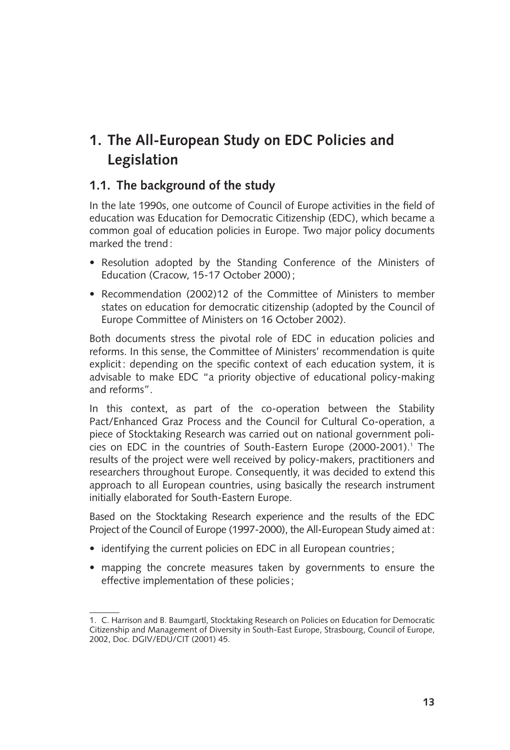# 1. The All-European Study on EDC Policies and Legislation

## 1.1. The background of the study

In the late 1990s, one outcome of Council of Europe activities in the field of education was Education for Democratic Citizenship (EDC), which became a common goal of education policies in Europe. Two major policy documents marked the trend:

- Resolution adopted by the Standing Conference of the Ministers of Education (Cracow, 15-17 October 2000);
- Recommendation (2002)12 of the Committee of Ministers to member states on education for democratic citizenship (adopted by the Council of Europe Committee of Ministers on 16 October 2002).

Both documents stress the pivotal role of EDC in education policies and reforms. In this sense, the Committee of Ministers' recommendation is quite explicit: depending on the specific context of each education system, it is advisable to make EDC "a priority objective of educational policy-making and reforms".

In this context, as part of the co-operation between the Stability Pact/Enhanced Graz Process and the Council for Cultural Co-operation, a piece of Stocktaking Research was carried out on national government policies on EDC in the countries of South-Eastern Europe (2000-2001).[1] The results of the project were well received by policy-makers, practitioners and researchers throughout Europe. Consequently, it was decided to extend this approach to all European countries, using basically the research instrument initially elaborated for South-Eastern Europe.

Based on the Stocktaking Research experience and the results of the EDC Project of the Council of Europe (1997-2000), the All-European Study aimed at:

- identifying the current policies on EDC in all European countries;
- mapping the concrete measures taken by governments to ensure the effective implementation of these policies;

---

1. C. Harrison and B. Baumgartl, Stocktaking Research on Policies on Education for Democratic Citizenship and Management of Diversity in South-East Europe, Strasbourg, Council of Europe, 2002, Doc. DGIV/EDU/CIT (2001) 45.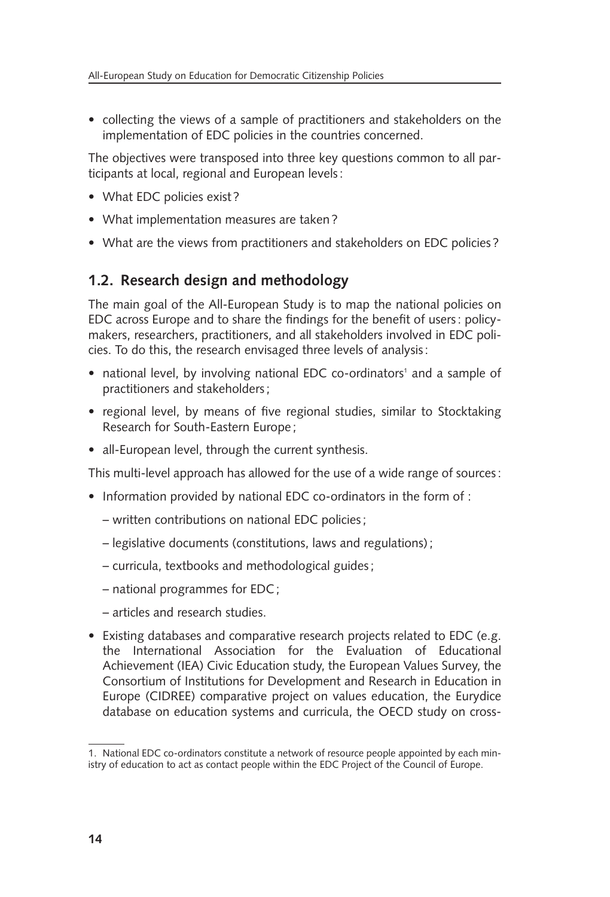- collecting the views of a sample of practitioners and stakeholders on the implementation of EDC policies in the countries concerned.

The objectives were transposed into three key questions common to all participants at local, regional and European levels :

- What EDC policies exist ?
- What implementation measures are taken ?
- What are the views from practitioners and stakeholders on EDC policies ?

## 1.2. Research design and methodology

The main goal of the All-European Study is to map the national policies on EDC across Europe and to share the findings for the benefit of users : policy-makers, researchers, practitioners, and all stakeholders involved in EDC policies. To do this, the research envisaged three levels of analysis :

- national level, by involving national EDC co-ordinators[1] and a sample of practitioners and stakeholders ;
- regional level, by means of five regional studies, similar to Stocktaking Research for South-Eastern Europe ;
- all-European level, through the current synthesis.

This multi-level approach has allowed for the use of a wide range of sources :

- Information provided by national EDC co-ordinators in the form of :
  - written contributions on national EDC policies ;
  - legislative documents (constitutions, laws and regulations) ;
  - curricula, textbooks and methodological guides ;
  - national programmes for EDC ;
  - articles and research studies.
- Existing databases and comparative research projects related to EDC (e.g. the International Association for the Evaluation of Educational Achievement (IEA) Civic Education study, the European Values Survey, the Consortium of Institutions for Development and Research in Education in Europe (CIDREE) comparative project on values education, the Eurydice database on education systems and curricula, the OECD study on cross-

1. National EDC co-ordinators constitute a network of resource people appointed by each ministry of education to act as contact people within the EDC Project of the Council of Europe.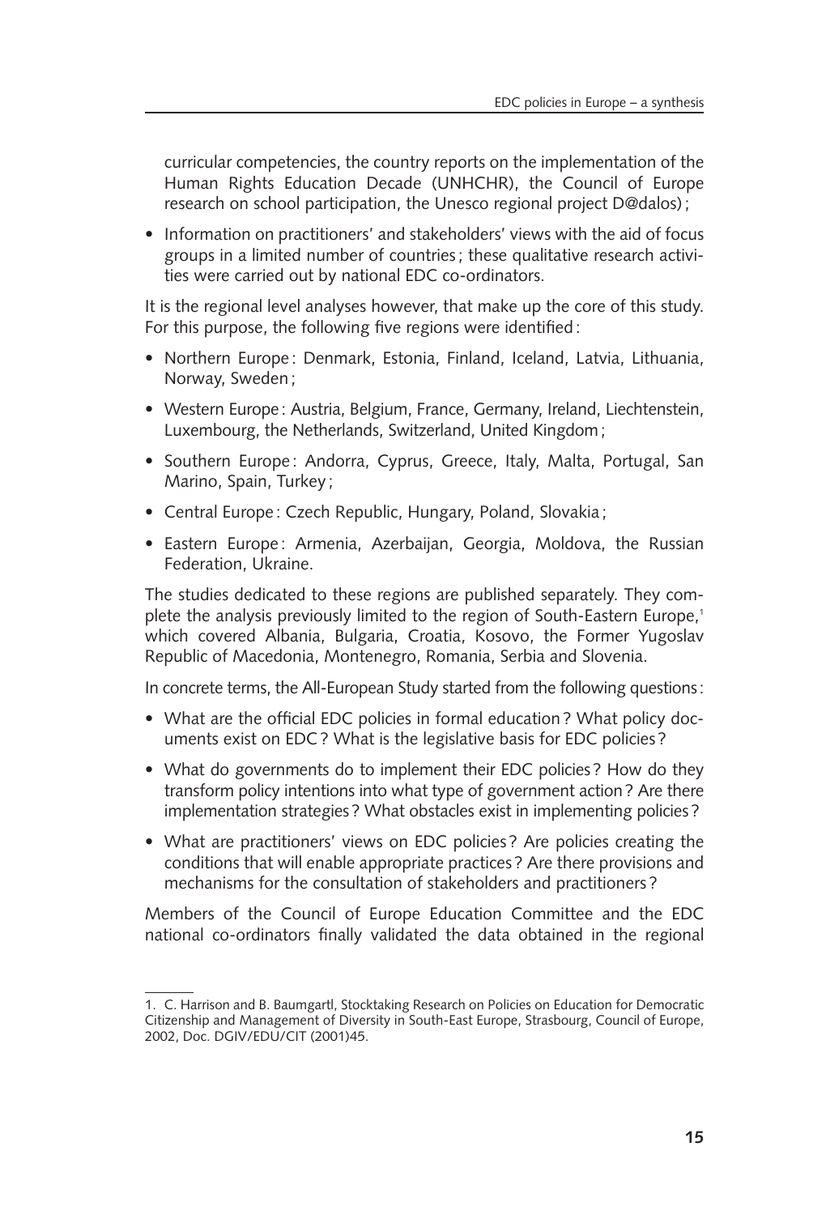curricular competencies, the country reports on the implementation of the Human Rights Education Decade (UNHCHR), the Council of Europe research on school participation, the Unesco regional project D@dalos);

- Information on practitioners' and stakeholders' views with the aid of focus groups in a limited number of countries; these qualitative research activities were carried out by national EDC co-ordinators.

It is the regional level analyses however, that make up the core of this study. For this purpose, the following five regions were identified:

- Northern Europe: Denmark, Estonia, Finland, Iceland, Latvia, Lithuania, Norway, Sweden;
- Western Europe: Austria, Belgium, France, Germany, Ireland, Liechtenstein, Luxembourg, the Netherlands, Switzerland, United Kingdom;
- Southern Europe: Andorra, Cyprus, Greece, Italy, Malta, Portugal, San Marino, Spain, Turkey;
- Central Europe: Czech Republic, Hungary, Poland, Slovakia;
- Eastern Europe: Armenia, Azerbaijan, Georgia, Moldova, the Russian Federation, Ukraine.

The studies dedicated to these regions are published separately. They complete the analysis previously limited to the region of South-Eastern Europe,[1] which covered Albania, Bulgaria, Croatia, Kosovo, the Former Yugoslav Republic of Macedonia, Montenegro, Romania, Serbia and Slovenia.

In concrete terms, the All-European Study started from the following questions:

- What are the official EDC policies in formal education? What policy documents exist on EDC? What is the legislative basis for EDC policies?
- What do governments do to implement their EDC policies? How do they transform policy intentions into what type of government action? Are there implementation strategies? What obstacles exist in implementing policies?
- What are practitioners' views on EDC policies? Are policies creating the conditions that will enable appropriate practices? Are there provisions and mechanisms for the consultation of stakeholders and practitioners?

Members of the Council of Europe Education Committee and the EDC national co-ordinators finally validated the data obtained in the regional

---

1. C. Harrison and B. Baumgartl, Stocktaking Research on Policies on Education for Democratic Citizenship and Management of Diversity in South-East Europe, Strasbourg, Council of Europe, 2002, Doc. DGIV/EDU/CIT (2001)45.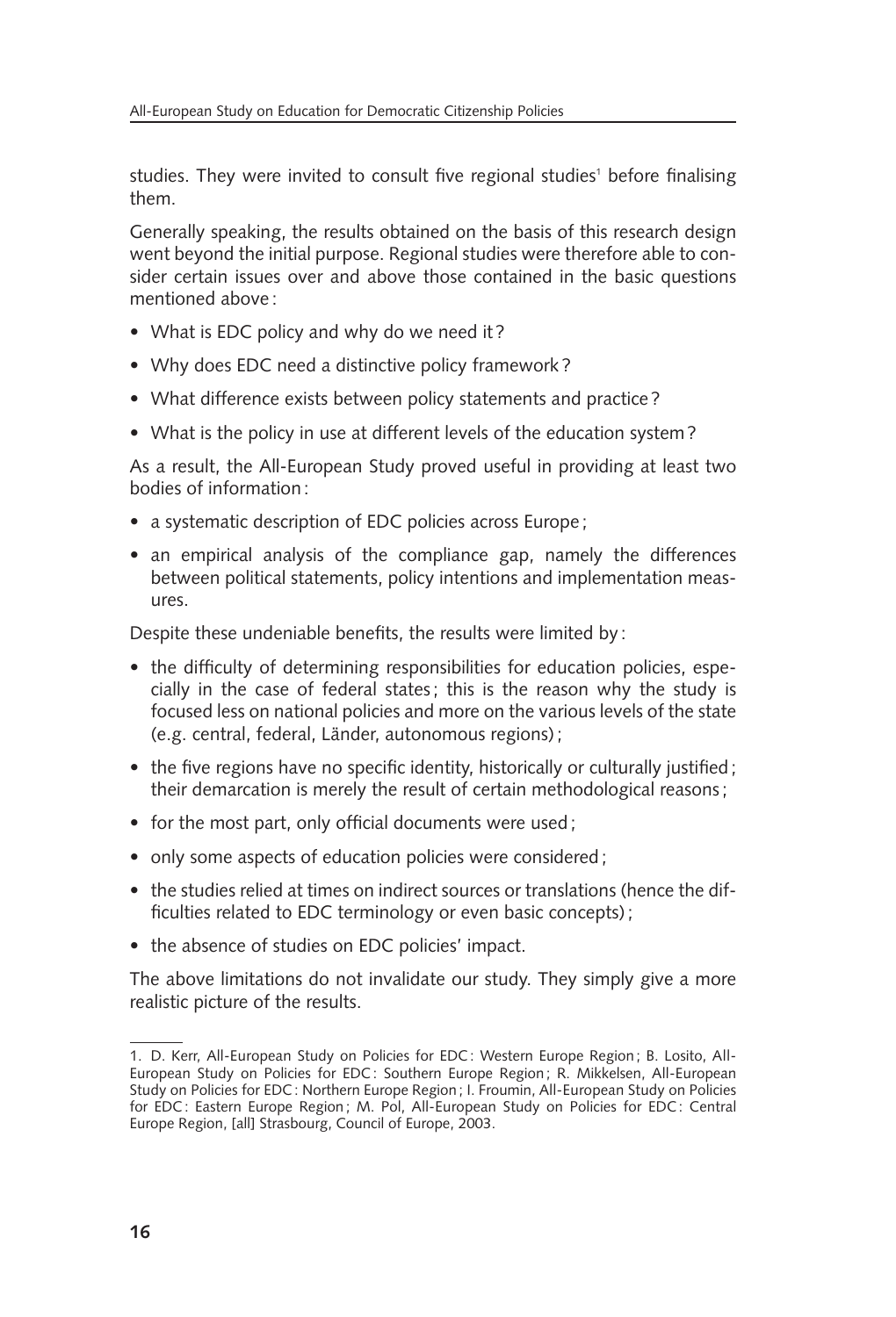studies. They were invited to consult five regional studies[1] before finalising them.

Generally speaking, the results obtained on the basis of this research design went beyond the initial purpose. Regional studies were therefore able to consider certain issues over and above those contained in the basic questions mentioned above :

- What is EDC policy and why do we need it ?
- Why does EDC need a distinctive policy framework ?
- What difference exists between policy statements and practice ?
- What is the policy in use at different levels of the education system ?

As a result, the All-European Study proved useful in providing at least two bodies of information :

- a systematic description of EDC policies across Europe ;
- an empirical analysis of the compliance gap, namely the differences between political statements, policy intentions and implementation measures.

Despite these undeniable benefits, the results were limited by :

- the difficulty of determining responsibilities for education policies, especially in the case of federal states ; this is the reason why the study is focused less on national policies and more on the various levels of the state (e.g. central, federal, Länder, autonomous regions) ;
- the five regions have no specific identity, historically or culturally justified ; their demarcation is merely the result of certain methodological reasons ;
- for the most part, only official documents were used ;
- only some aspects of education policies were considered ;
- the studies relied at times on indirect sources or translations (hence the difficulties related to EDC terminology or even basic concepts) ;
- the absence of studies on EDC policies' impact.

The above limitations do not invalidate our study. They simply give a more realistic picture of the results.

1. D. Kerr, All-European Study on Policies for EDC : Western Europe Region ; B. Losito, All-European Study on Policies for EDC : Southern Europe Region ; R. Mikkelsen, All-European Study on Policies for EDC : Northern Europe Region ; I. Froumin, All-European Study on Policies for EDC : Eastern Europe Region ; M. Pol, All-European Study on Policies for EDC : Central Europe Region, [all] Strasbourg, Council of Europe, 2003.